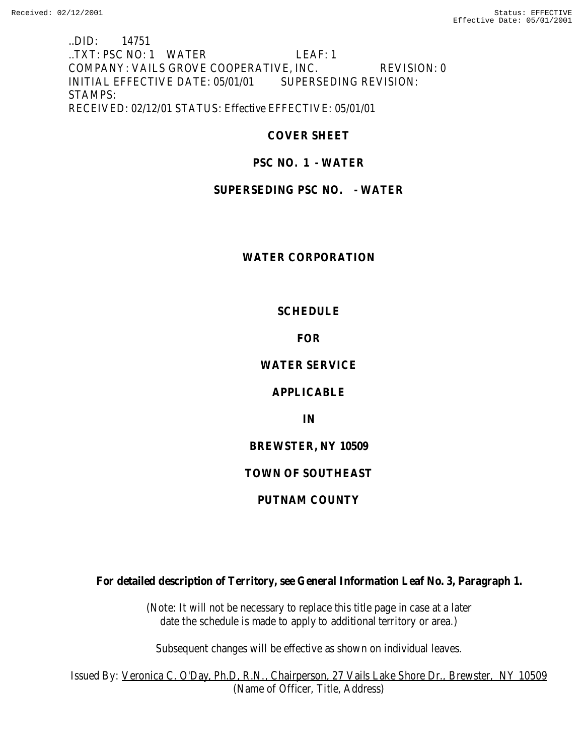..DID: 14751
..TXT: PSC NO: 1 WATER LEAF: 1
COMPANY: VAILS GROVE COOPERATIVE, INC. REVISION: 0
INITIAL EFFECTIVE DATE: 05/01/01 SUPERSEDING REVISION:
STAMPS:
RECEIVED: 02/12/01 STATUS: Effective EFFECTIVE: 05/01/01

**COVER SHEET**

**PSC NO. 1 - WATER**

**SUPERSEDING PSC NO. - WATER**

**WATER CORPORATION**

**SCHEDULE**

**FOR**

**WATER SERVICE**

**APPLICABLE**

**IN**

**BREWSTER, NY 10509**

**TOWN OF SOUTHEAST**

**PUTNAM COUNTY**

**For detailed description of Territory, see General Information Leaf No. 3, Paragraph 1.**

(Note: It will not be necessary to replace this title page in case at a later date the schedule is made to apply to additional territory or area.)

Subsequent changes will be effective as shown on individual leaves.

Issued By: Veronica C. O'Day, Ph.D, R.N., Chairperson, 27 Vails Lake Shore Dr., Brewster, NY 10509
(Name of Officer, Title, Address)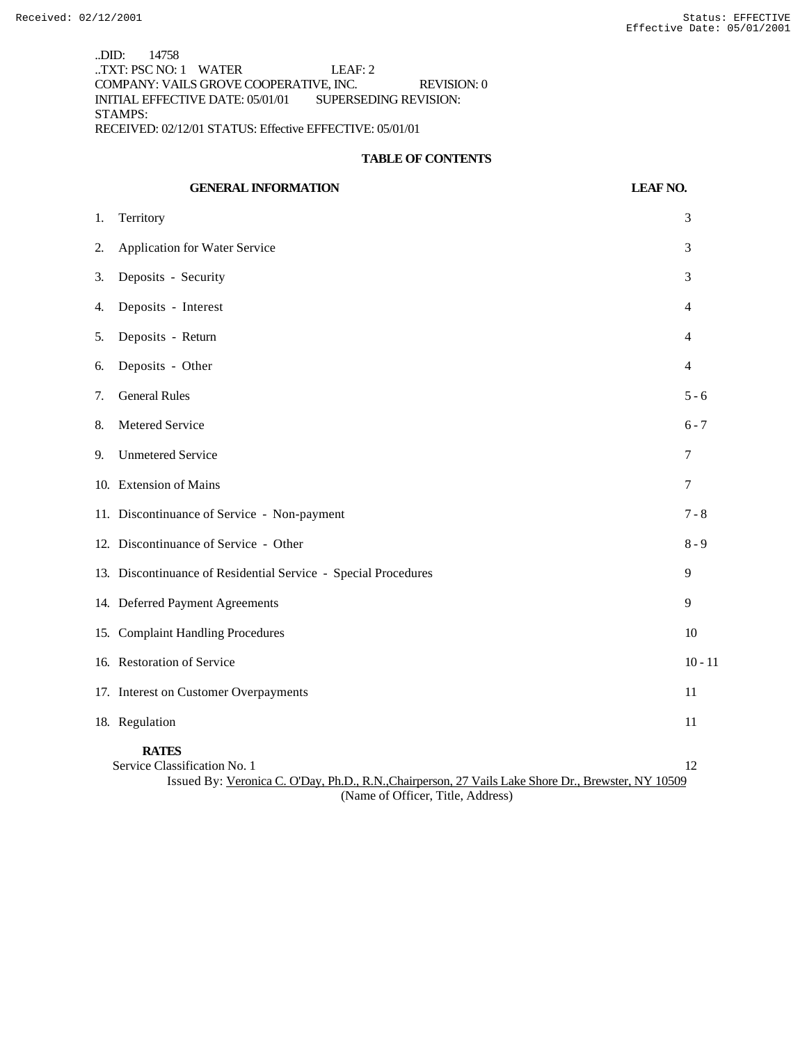..DID: 14758
..TXT: PSC NO: 1 WATER LEAF: 2
COMPANY: VAILS GROVE COOPERATIVE, INC. REVISION: 0
INITIAL EFFECTIVE DATE: 05/01/01 SUPERSEDING REVISION:
STAMPS:
RECEIVED: 02/12/01 STATUS: Effective EFFECTIVE: 05/01/01

## TABLE OF CONTENTS

| GENERAL INFORMATION | LEAF NO. |
|---|---|
| 1. Territory | 3 |
| 2. Application for Water Service | 3 |
| 3. Deposits - Security | 3 |
| 4. Deposits - Interest | 4 |
| 5. Deposits - Return | 4 |
| 6. Deposits - Other | 4 |
| 7. General Rules | 5 - 6 |
| 8. Metered Service | 6 - 7 |
| 9. Unmetered Service | 7 |
| 10. Extension of Mains | 7 |
| 11. Discontinuance of Service - Non-payment | 7 - 8 |
| 12. Discontinuance of Service - Other | 8 - 9 |
| 13. Discontinuance of Residential Service - Special Procedures | 9 |
| 14. Deferred Payment Agreements | 9 |
| 15. Complaint Handling Procedures | 10 |
| 16. Restoration of Service | 10 - 11 |
| 17. Interest on Customer Overpayments | 11 |
| 18. Regulation | 11 |
| **RATES** | |
| Service Classification No. 1 | 12 |

Issued By: Veronica C. O'Day, Ph.D., R.N.,Chairperson, 27 Vails Lake Shore Dr., Brewster, NY 10509
(Name of Officer, Title, Address)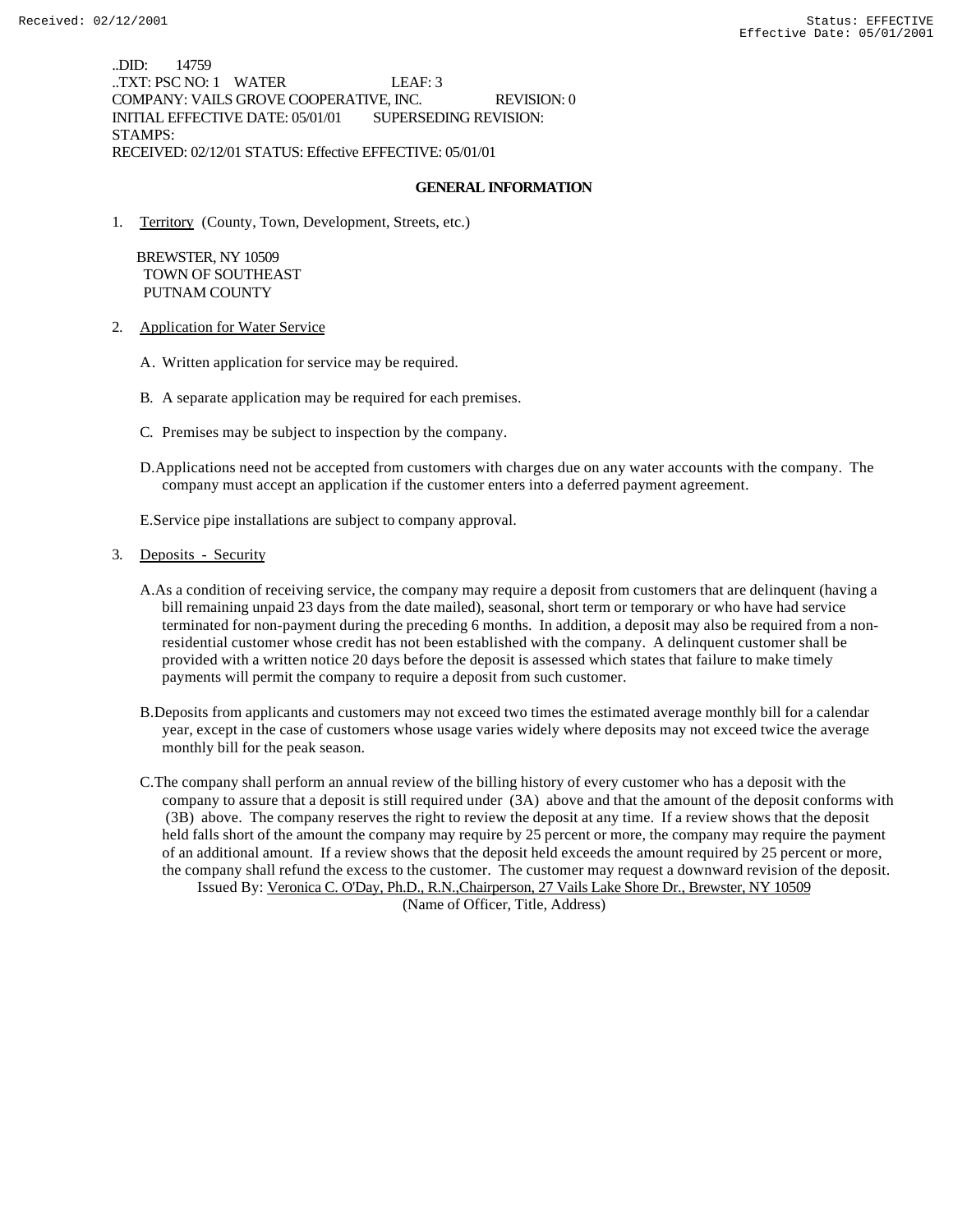..DID: 14759
..TXT: PSC NO: 1 WATER LEAF: 3
COMPANY: VAILS GROVE COOPERATIVE, INC. REVISION: 0
INITIAL EFFECTIVE DATE: 05/01/01 SUPERSEDING REVISION:
STAMPS:
RECEIVED: 02/12/01 STATUS: Effective EFFECTIVE: 05/01/01

## GENERAL INFORMATION

1. Territory (County, Town, Development, Streets, etc.)

   BREWSTER, NY 10509
   TOWN OF SOUTHEAST
   PUTNAM COUNTY

2. Application for Water Service

   A. Written application for service may be required.

   B. A separate application may be required for each premises.

   C. Premises may be subject to inspection by the company.

   D. Applications need not be accepted from customers with charges due on any water accounts with the company. The company must accept an application if the customer enters into a deferred payment agreement.

   E. Service pipe installations are subject to company approval.

3. Deposits - Security

   A. As a condition of receiving service, the company may require a deposit from customers that are delinquent (having a bill remaining unpaid 23 days from the date mailed), seasonal, short term or temporary or who have had service terminated for non-payment during the preceding 6 months. In addition, a deposit may also be required from a non-residential customer whose credit has not been established with the company. A delinquent customer shall be provided with a written notice 20 days before the deposit is assessed which states that failure to make timely payments will permit the company to require a deposit from such customer.

   B. Deposits from applicants and customers may not exceed two times the estimated average monthly bill for a calendar year, except in the case of customers whose usage varies widely where deposits may not exceed twice the average monthly bill for the peak season.

   C. The company shall perform an annual review of the billing history of every customer who has a deposit with the company to assure that a deposit is still required under (3A) above and that the amount of the deposit conforms with (3B) above. The company reserves the right to review the deposit at any time. If a review shows that the deposit held falls short of the amount the company may require by 25 percent or more, the company may require the payment of an additional amount. If a review shows that the deposit held exceeds the amount required by 25 percent or more, the company shall refund the excess to the customer. The customer may request a downward revision of the deposit.

Issued By: Veronica C. O'Day, Ph.D., R.N.,Chairperson, 27 Vails Lake Shore Dr., Brewster, NY 10509
(Name of Officer, Title, Address)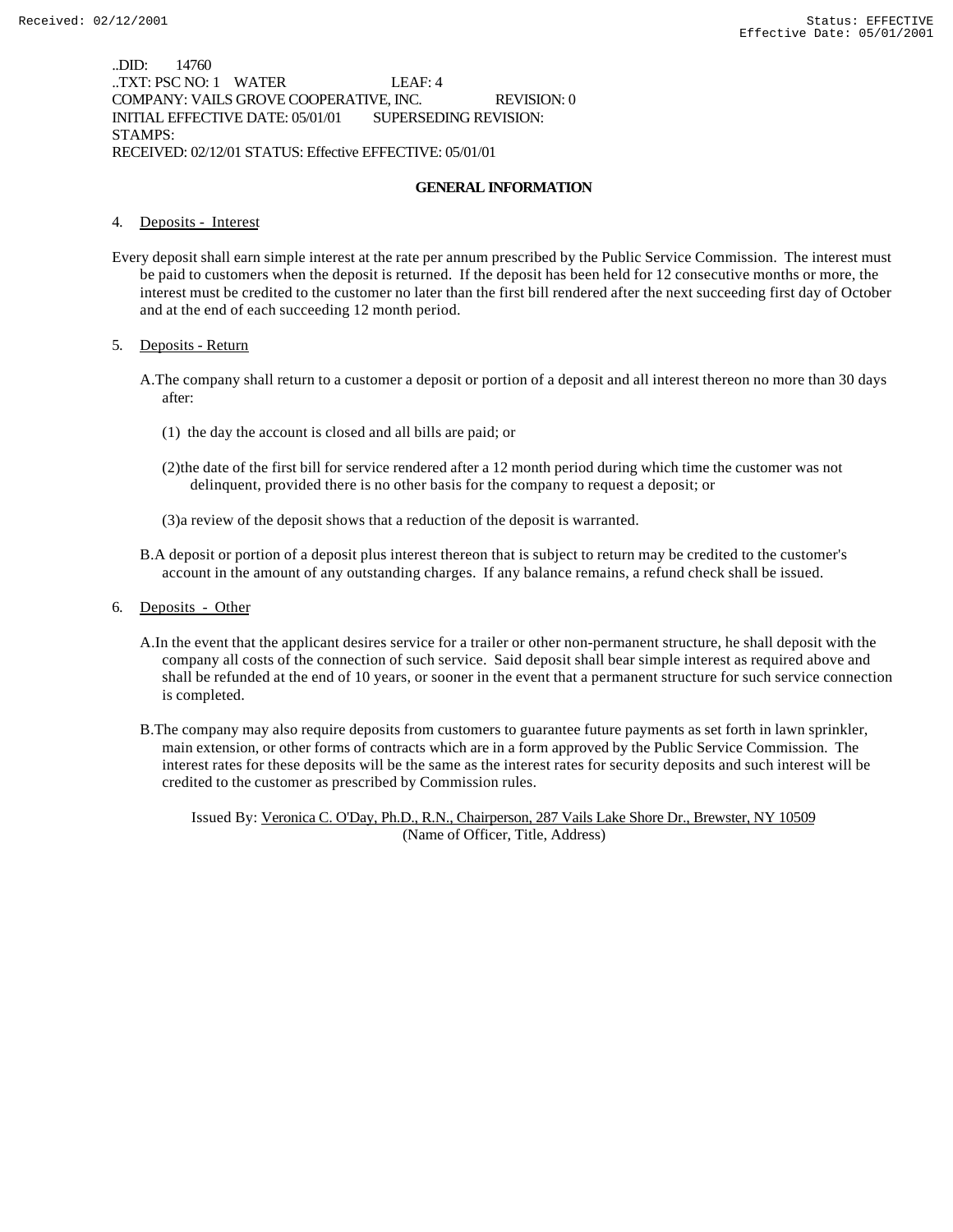..DID: 14760
..TXT: PSC NO: 1 WATER LEAF: 4
COMPANY: VAILS GROVE COOPERATIVE, INC. REVISION: 0
INITIAL EFFECTIVE DATE: 05/01/01 SUPERSEDING REVISION:
STAMPS:
RECEIVED: 02/12/01 STATUS: Effective EFFECTIVE: 05/01/01

## GENERAL INFORMATION

4. Deposits - Interest

Every deposit shall earn simple interest at the rate per annum prescribed by the Public Service Commission. The interest must be paid to customers when the deposit is returned. If the deposit has been held for 12 consecutive months or more, the interest must be credited to the customer no later than the first bill rendered after the next succeeding first day of October and at the end of each succeeding 12 month period.

5. Deposits - Return

A. The company shall return to a customer a deposit or portion of a deposit and all interest thereon no more than 30 days after:

(1) the day the account is closed and all bills are paid; or

(2) the date of the first bill for service rendered after a 12 month period during which time the customer was not delinquent, provided there is no other basis for the company to request a deposit; or

(3) a review of the deposit shows that a reduction of the deposit is warranted.

B. A deposit or portion of a deposit plus interest thereon that is subject to return may be credited to the customer's account in the amount of any outstanding charges. If any balance remains, a refund check shall be issued.

6. Deposits - Other

A. In the event that the applicant desires service for a trailer or other non-permanent structure, he shall deposit with the company all costs of the connection of such service. Said deposit shall bear simple interest as required above and shall be refunded at the end of 10 years, or sooner in the event that a permanent structure for such service connection is completed.

B. The company may also require deposits from customers to guarantee future payments as set forth in lawn sprinkler, main extension, or other forms of contracts which are in a form approved by the Public Service Commission. The interest rates for these deposits will be the same as the interest rates for security deposits and such interest will be credited to the customer as prescribed by Commission rules.

Issued By: Veronica C. O'Day, Ph.D., R.N., Chairperson, 287 Vails Lake Shore Dr., Brewster, NY 10509
(Name of Officer, Title, Address)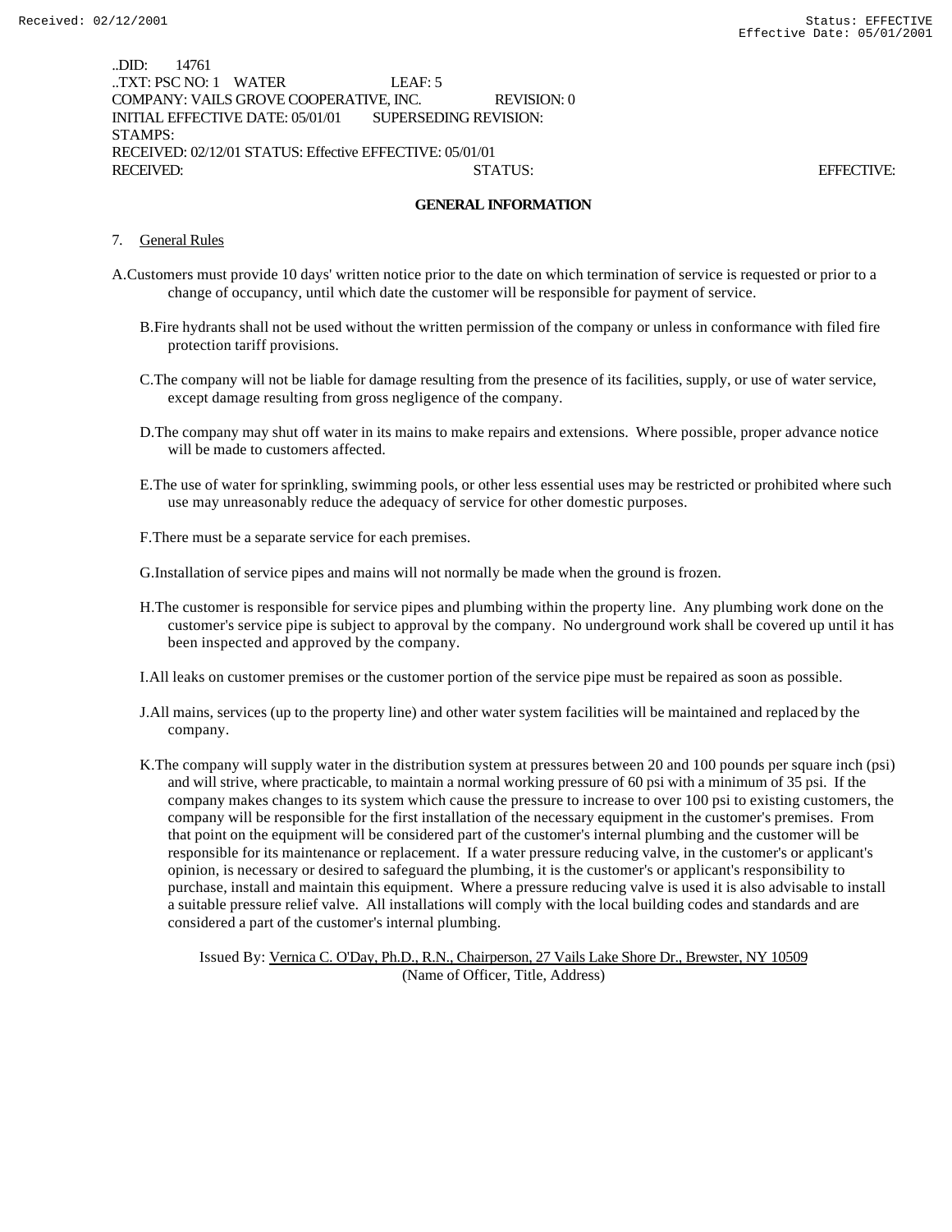..DID: 14761
..TXT: PSC NO: 1 WATER LEAF: 5
COMPANY: VAILS GROVE COOPERATIVE, INC. REVISION: 0
INITIAL EFFECTIVE DATE: 05/01/01 SUPERSEDING REVISION:
STAMPS:
RECEIVED: 02/12/01 STATUS: Effective EFFECTIVE: 05/01/01
RECEIVED: STATUS: EFFECTIVE:

## GENERAL INFORMATION

7. General Rules

A. Customers must provide 10 days' written notice prior to the date on which termination of service is requested or prior to a change of occupancy, until which date the customer will be responsible for payment of service.

B. Fire hydrants shall not be used without the written permission of the company or unless in conformance with filed fire protection tariff provisions.

C. The company will not be liable for damage resulting from the presence of its facilities, supply, or use of water service, except damage resulting from gross negligence of the company.

D. The company may shut off water in its mains to make repairs and extensions. Where possible, proper advance notice will be made to customers affected.

E. The use of water for sprinkling, swimming pools, or other less essential uses may be restricted or prohibited where such use may unreasonably reduce the adequacy of service for other domestic purposes.

F. There must be a separate service for each premises.

G. Installation of service pipes and mains will not normally be made when the ground is frozen.

H. The customer is responsible for service pipes and plumbing within the property line. Any plumbing work done on the customer's service pipe is subject to approval by the company. No underground work shall be covered up until it has been inspected and approved by the company.

I. All leaks on customer premises or the customer portion of the service pipe must be repaired as soon as possible.

J. All mains, services (up to the property line) and other water system facilities will be maintained and replaced by the company.

K. The company will supply water in the distribution system at pressures between 20 and 100 pounds per square inch (psi) and will strive, where practicable, to maintain a normal working pressure of 60 psi with a minimum of 35 psi. If the company makes changes to its system which cause the pressure to increase to over 100 psi to existing customers, the company will be responsible for the first installation of the necessary equipment in the customer's premises. From that point on the equipment will be considered part of the customer's internal plumbing and the customer will be responsible for its maintenance or replacement. If a water pressure reducing valve, in the customer's or applicant's opinion, is necessary or desired to safeguard the plumbing, it is the customer's or applicant's responsibility to purchase, install and maintain this equipment. Where a pressure reducing valve is used it is also advisable to install a suitable pressure relief valve. All installations will comply with the local building codes and standards and are considered a part of the customer's internal plumbing.

Issued By: Vernica C. O'Day, Ph.D., R.N., Chairperson, 27 Vails Lake Shore Dr., Brewster, NY 10509
(Name of Officer, Title, Address)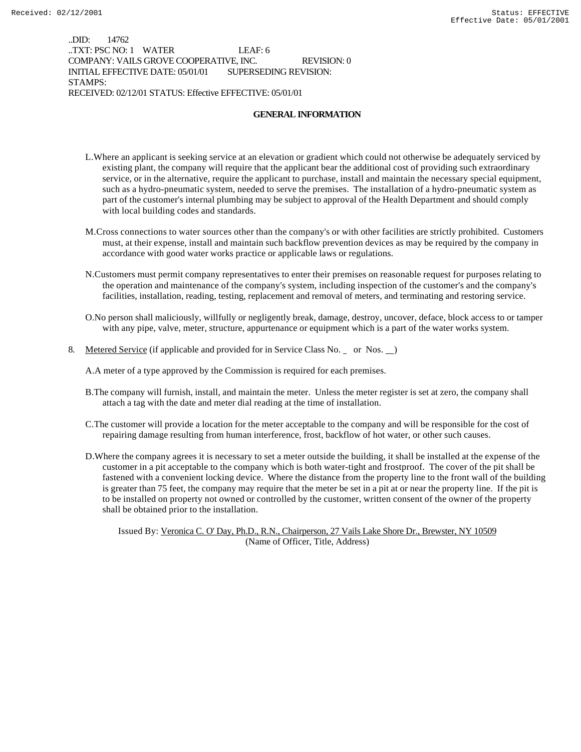..DID: 14762
..TXT: PSC NO: 1 WATER LEAF: 6
COMPANY: VAILS GROVE COOPERATIVE, INC. REVISION: 0
INITIAL EFFECTIVE DATE: 05/01/01 SUPERSEDING REVISION:
STAMPS:
RECEIVED: 02/12/01 STATUS: Effective EFFECTIVE: 05/01/01

## GENERAL INFORMATION

L. Where an applicant is seeking service at an elevation or gradient which could not otherwise be adequately serviced by existing plant, the company will require that the applicant bear the additional cost of providing such extraordinary service, or in the alternative, require the applicant to purchase, install and maintain the necessary special equipment, such as a hydro-pneumatic system, needed to serve the premises. The installation of a hydro-pneumatic system as part of the customer's internal plumbing may be subject to approval of the Health Department and should comply with local building codes and standards.

M. Cross connections to water sources other than the company's or with other facilities are strictly prohibited. Customers must, at their expense, install and maintain such backflow prevention devices as may be required by the company in accordance with good water works practice or applicable laws or regulations.

N. Customers must permit company representatives to enter their premises on reasonable request for purposes relating to the operation and maintenance of the company's system, including inspection of the customer's and the company's facilities, installation, reading, testing, replacement and removal of meters, and terminating and restoring service.

O. No person shall maliciously, willfully or negligently break, damage, destroy, uncover, deface, block access to or tamper with any pipe, valve, meter, structure, appurtenance or equipment which is a part of the water works system.

8. Metered Service (if applicable and provided for in Service Class No. _ or Nos. __)

A. A meter of a type approved by the Commission is required for each premises.

B. The company will furnish, install, and maintain the meter. Unless the meter register is set at zero, the company shall attach a tag with the date and meter dial reading at the time of installation.

C. The customer will provide a location for the meter acceptable to the company and will be responsible for the cost of repairing damage resulting from human interference, frost, backflow of hot water, or other such causes.

D. Where the company agrees it is necessary to set a meter outside the building, it shall be installed at the expense of the customer in a pit acceptable to the company which is both water-tight and frostproof. The cover of the pit shall be fastened with a convenient locking device. Where the distance from the property line to the front wall of the building is greater than 75 feet, the company may require that the meter be set in a pit at or near the property line. If the pit is to be installed on property not owned or controlled by the customer, written consent of the owner of the property shall be obtained prior to the installation.

Issued By: Veronica C. O' Day, Ph.D., R.N., Chairperson, 27 Vails Lake Shore Dr., Brewster, NY 10509
(Name of Officer, Title, Address)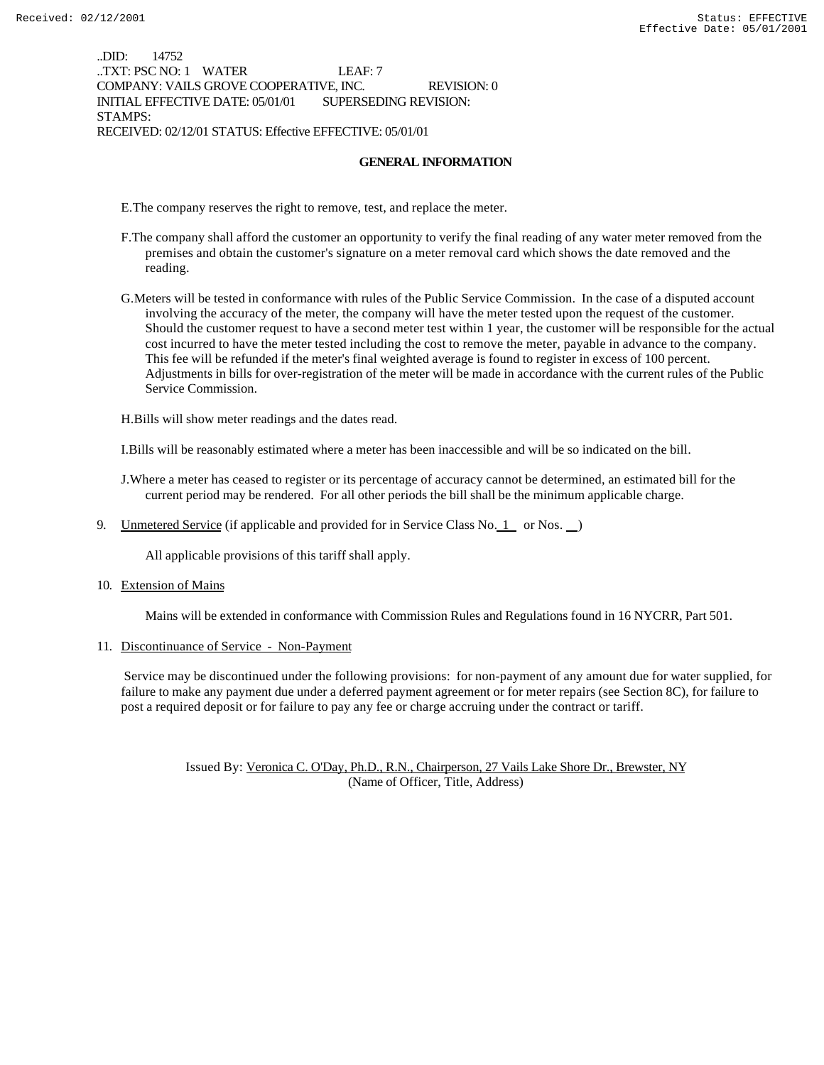..DID: 14752
..TXT: PSC NO: 1 WATER LEAF: 7
COMPANY: VAILS GROVE COOPERATIVE, INC. REVISION: 0
INITIAL EFFECTIVE DATE: 05/01/01 SUPERSEDING REVISION:
STAMPS:
RECEIVED: 02/12/01 STATUS: Effective EFFECTIVE: 05/01/01

## GENERAL INFORMATION

E. The company reserves the right to remove, test, and replace the meter.

F. The company shall afford the customer an opportunity to verify the final reading of any water meter removed from the premises and obtain the customer's signature on a meter removal card which shows the date removed and the reading.

G. Meters will be tested in conformance with rules of the Public Service Commission. In the case of a disputed account involving the accuracy of the meter, the company will have the meter tested upon the request of the customer. Should the customer request to have a second meter test within 1 year, the customer will be responsible for the actual cost incurred to have the meter tested including the cost to remove the meter, payable in advance to the company. This fee will be refunded if the meter's final weighted average is found to register in excess of 100 percent. Adjustments in bills for over-registration of the meter will be made in accordance with the current rules of the Public Service Commission.

H. Bills will show meter readings and the dates read.

I. Bills will be reasonably estimated where a meter has been inaccessible and will be so indicated on the bill.

J. Where a meter has ceased to register or its percentage of accuracy cannot be determined, an estimated bill for the current period may be rendered. For all other periods the bill shall be the minimum applicable charge.

9. Unmetered Service (if applicable and provided for in Service Class No. 1 or Nos. __)

   All applicable provisions of this tariff shall apply.

10. Extension of Mains

    Mains will be extended in conformance with Commission Rules and Regulations found in 16 NYCRR, Part 501.

11. Discontinuance of Service - Non-Payment

    Service may be discontinued under the following provisions: for non-payment of any amount due for water supplied, for failure to make any payment due under a deferred payment agreement or for meter repairs (see Section 8C), for failure to post a required deposit or for failure to pay any fee or charge accruing under the contract or tariff.

Issued By: Veronica C. O'Day, Ph.D., R.N., Chairperson, 27 Vails Lake Shore Dr., Brewster, NY
(Name of Officer, Title, Address)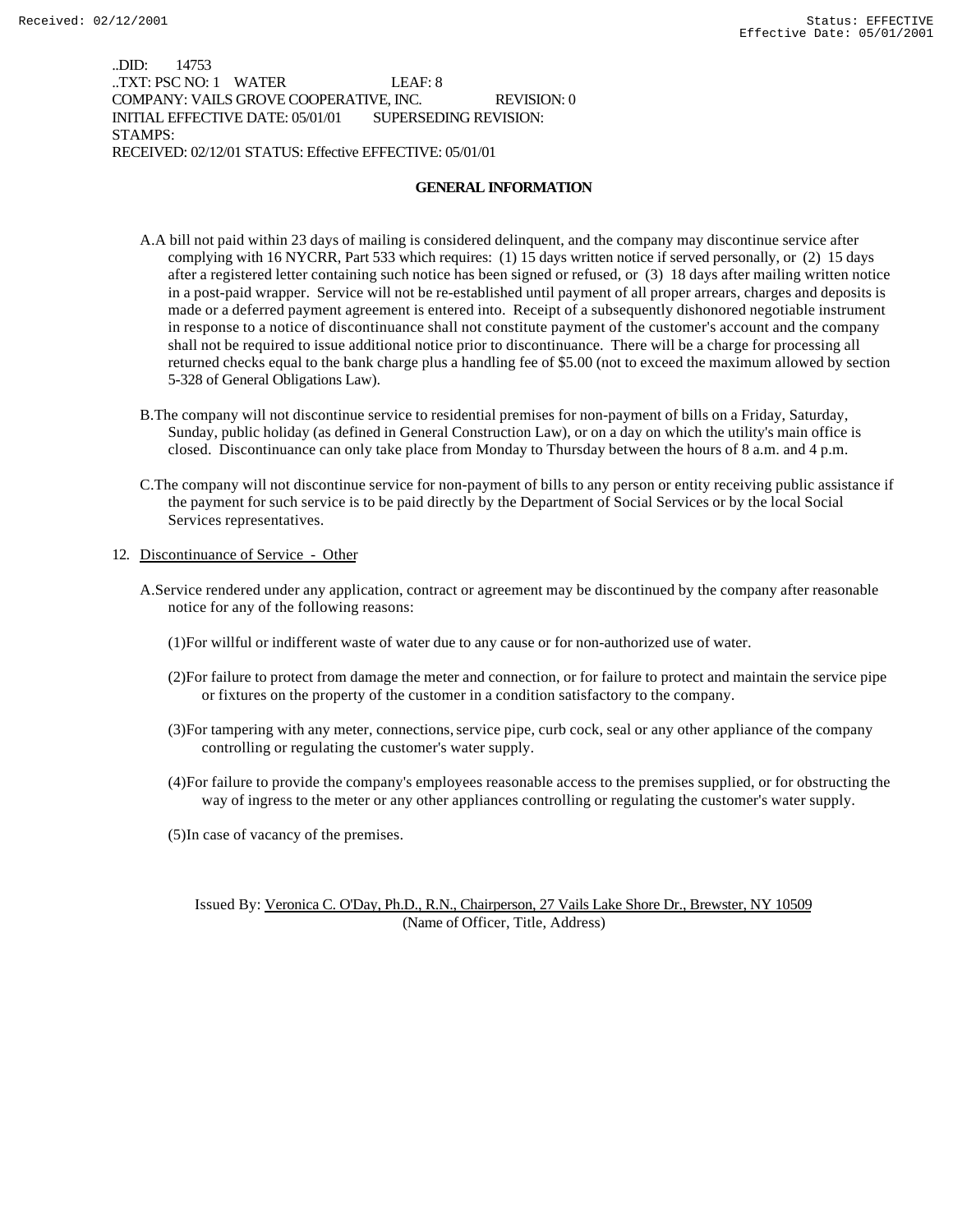..DID: 14753
..TXT: PSC NO: 1 WATER LEAF: 8
COMPANY: VAILS GROVE COOPERATIVE, INC. REVISION: 0
INITIAL EFFECTIVE DATE: 05/01/01 SUPERSEDING REVISION:
STAMPS:
RECEIVED: 02/12/01 STATUS: Effective EFFECTIVE: 05/01/01

## GENERAL INFORMATION

A. A bill not paid within 23 days of mailing is considered delinquent, and the company may discontinue service after complying with 16 NYCRR, Part 533 which requires: (1) 15 days written notice if served personally, or (2) 15 days after a registered letter containing such notice has been signed or refused, or (3) 18 days after mailing written notice in a post-paid wrapper. Service will not be re-established until payment of all proper arrears, charges and deposits is made or a deferred payment agreement is entered into. Receipt of a subsequently dishonored negotiable instrument in response to a notice of discontinuance shall not constitute payment of the customer's account and the company shall not be required to issue additional notice prior to discontinuance. There will be a charge for processing all returned checks equal to the bank charge plus a handling fee of $5.00 (not to exceed the maximum allowed by section 5-328 of General Obligations Law).

B. The company will not discontinue service to residential premises for non-payment of bills on a Friday, Saturday, Sunday, public holiday (as defined in General Construction Law), or on a day on which the utility's main office is closed. Discontinuance can only take place from Monday to Thursday between the hours of 8 a.m. and 4 p.m.

C. The company will not discontinue service for non-payment of bills to any person or entity receiving public assistance if the payment for such service is to be paid directly by the Department of Social Services or by the local Social Services representatives.

12. Discontinuance of Service - Other

A. Service rendered under any application, contract or agreement may be discontinued by the company after reasonable notice for any of the following reasons:

(1) For willful or indifferent waste of water due to any cause or for non-authorized use of water.

(2) For failure to protect from damage the meter and connection, or for failure to protect and maintain the service pipe or fixtures on the property of the customer in a condition satisfactory to the company.

(3) For tampering with any meter, connections, service pipe, curb cock, seal or any other appliance of the company controlling or regulating the customer's water supply.

(4) For failure to provide the company's employees reasonable access to the premises supplied, or for obstructing the way of ingress to the meter or any other appliances controlling or regulating the customer's water supply.

(5) In case of vacancy of the premises.

Issued By: Veronica C. O'Day, Ph.D., R.N., Chairperson, 27 Vails Lake Shore Dr., Brewster, NY 10509
(Name of Officer, Title, Address)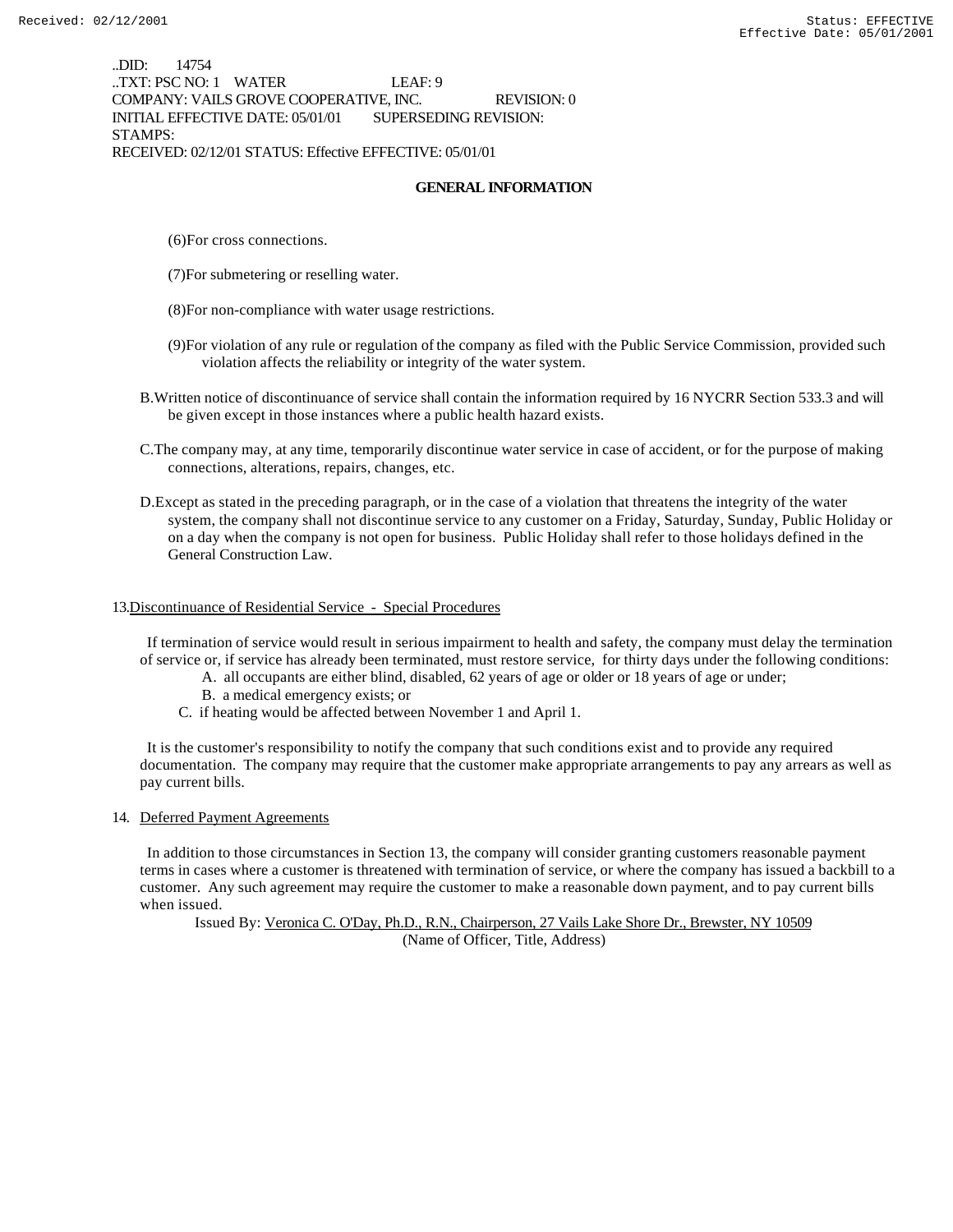..DID: 14754
..TXT: PSC NO: 1 WATER LEAF: 9
COMPANY: VAILS GROVE COOPERATIVE, INC. REVISION: 0
INITIAL EFFECTIVE DATE: 05/01/01 SUPERSEDING REVISION:
STAMPS:
RECEIVED: 02/12/01 STATUS: Effective EFFECTIVE: 05/01/01

## GENERAL INFORMATION

(6) For cross connections.

(7) For submetering or reselling water.

(8) For non-compliance with water usage restrictions.

(9) For violation of any rule or regulation of the company as filed with the Public Service Commission, provided such violation affects the reliability or integrity of the water system.

B. Written notice of discontinuance of service shall contain the information required by 16 NYCRR Section 533.3 and will be given except in those instances where a public health hazard exists.

C. The company may, at any time, temporarily discontinue water service in case of accident, or for the purpose of making connections, alterations, repairs, changes, etc.

D. Except as stated in the preceding paragraph, or in the case of a violation that threatens the integrity of the water system, the company shall not discontinue service to any customer on a Friday, Saturday, Sunday, Public Holiday or on a day when the company is not open for business. Public Holiday shall refer to those holidays defined in the General Construction Law.

13. Discontinuance of Residential Service - Special Procedures

If termination of service would result in serious impairment to health and safety, the company must delay the termination of service or, if service has already been terminated, must restore service, for thirty days under the following conditions:

A. all occupants are either blind, disabled, 62 years of age or older or 18 years of age or under;
B. a medical emergency exists; or
C. if heating would be affected between November 1 and April 1.

It is the customer's responsibility to notify the company that such conditions exist and to provide any required documentation. The company may require that the customer make appropriate arrangements to pay any arrears as well as pay current bills.

14. Deferred Payment Agreements

In addition to those circumstances in Section 13, the company will consider granting customers reasonable payment terms in cases where a customer is threatened with termination of service, or where the company has issued a backbill to a customer. Any such agreement may require the customer to make a reasonable down payment, and to pay current bills when issued.

Issued By: Veronica C. O'Day, Ph.D., R.N., Chairperson, 27 Vails Lake Shore Dr., Brewster, NY 10509
(Name of Officer, Title, Address)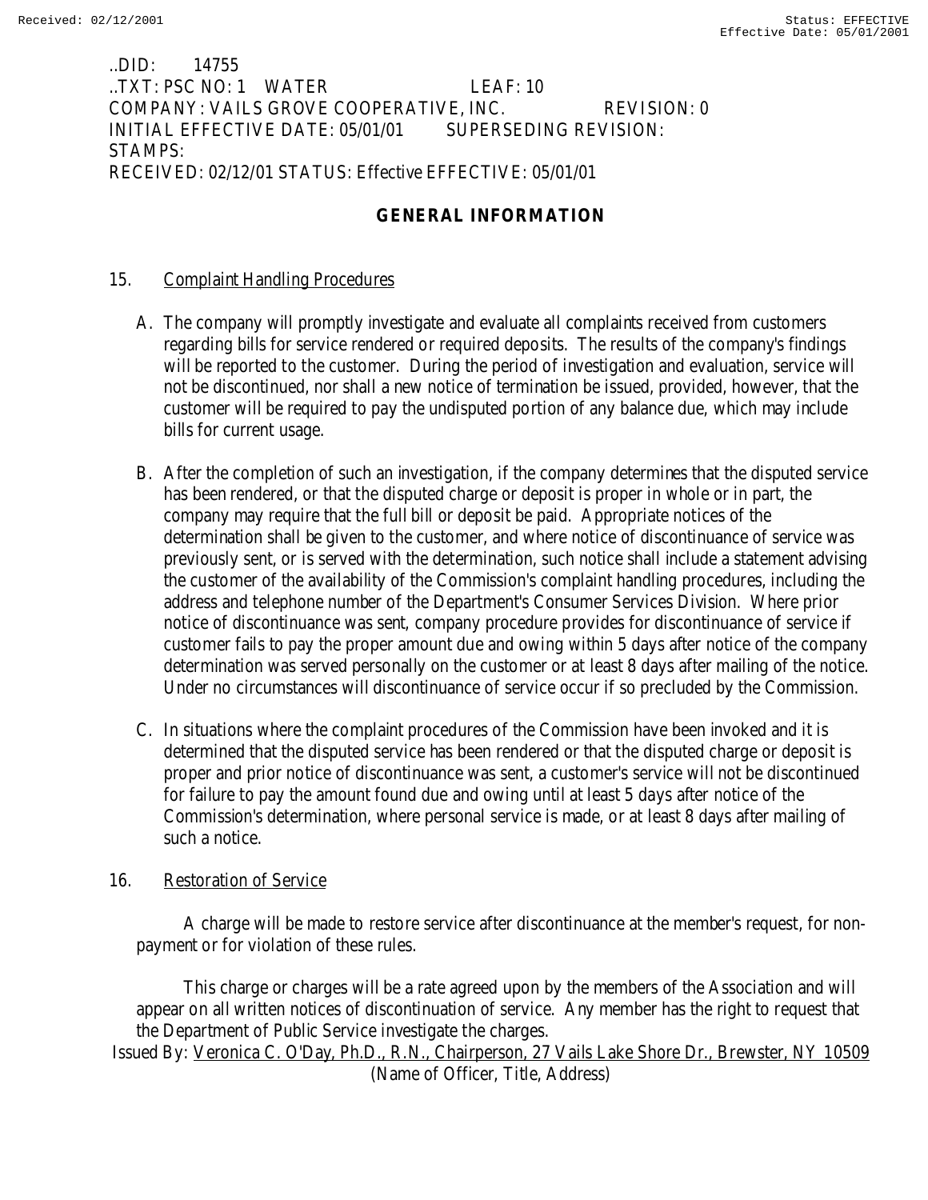..DID: 14755
..TXT: PSC NO: 1 WATER LEAF: 10
COMPANY: VAILS GROVE COOPERATIVE, INC. REVISION: 0
INITIAL EFFECTIVE DATE: 05/01/01 SUPERSEDING REVISION:
STAMPS:
RECEIVED: 02/12/01 STATUS: Effective EFFECTIVE: 05/01/01

## GENERAL INFORMATION

15. Complaint Handling Procedures

A. The company will promptly investigate and evaluate all complaints received from customers regarding bills for service rendered or required deposits. The results of the company's findings will be reported to the customer. During the period of investigation and evaluation, service will not be discontinued, nor shall a new notice of termination be issued, provided, however, that the customer will be required to pay the undisputed portion of any balance due, which may include bills for current usage.

B. After the completion of such an investigation, if the company determines that the disputed service has been rendered, or that the disputed charge or deposit is proper in whole or in part, the company may require that the full bill or deposit be paid. Appropriate notices of the determination shall be given to the customer, and where notice of discontinuance of service was previously sent, or is served with the determination, such notice shall include a statement advising the customer of the availability of the Commission's complaint handling procedures, including the address and telephone number of the Department's Consumer Services Division. Where prior notice of discontinuance was sent, company procedure provides for discontinuance of service if customer fails to pay the proper amount due and owing within 5 days after notice of the company determination was served personally on the customer or at least 8 days after mailing of the notice. Under no circumstances will discontinuance of service occur if so precluded by the Commission.

C. In situations where the complaint procedures of the Commission have been invoked and it is determined that the disputed service has been rendered or that the disputed charge or deposit is proper and prior notice of discontinuance was sent, a customer's service will not be discontinued for failure to pay the amount found due and owing until at least 5 days after notice of the Commission's determination, where personal service is made, or at least 8 days after mailing of such a notice.

16. Restoration of Service

A charge will be made to restore service after discontinuance at the member's request, for non-payment or for violation of these rules.

This charge or charges will be a rate agreed upon by the members of the Association and will appear on all written notices of discontinuation of service. Any member has the right to request that the Department of Public Service investigate the charges.

Issued By: Veronica C. O'Day, Ph.D., R.N., Chairperson, 27 Vails Lake Shore Dr., Brewster, NY 10509
(Name of Officer, Title, Address)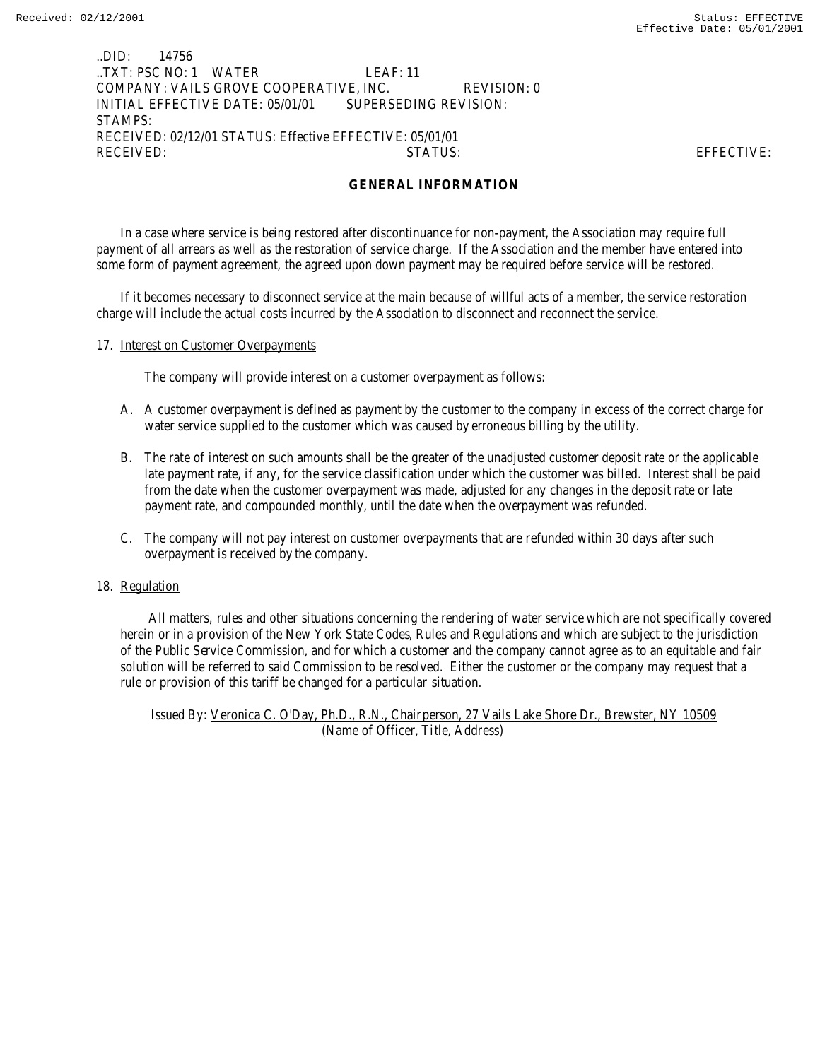..DID: 14756
..TXT: PSC NO: 1 WATER LEAF: 11
COMPANY: VAILS GROVE COOPERATIVE, INC. REVISION: 0
INITIAL EFFECTIVE DATE: 05/01/01 SUPERSEDING REVISION:
STAMPS:
RECEIVED: 02/12/01 STATUS: Effective EFFECTIVE: 05/01/01
RECEIVED: STATUS: EFFECTIVE:

## GENERAL INFORMATION

In a case where service is being restored after discontinuance for non-payment, the Association may require full payment of all arrears as well as the restoration of service charge. If the Association and the member have entered into some form of payment agreement, the agreed upon down payment may be required before service will be restored.

If it becomes necessary to disconnect service at the main because of willful acts of a member, the service restoration charge will include the actual costs incurred by the Association to disconnect and reconnect the service.

17. Interest on Customer Overpayments

The company will provide interest on a customer overpayment as follows:

A. A customer overpayment is defined as payment by the customer to the company in excess of the correct charge for water service supplied to the customer which was caused by erroneous billing by the utility.

B. The rate of interest on such amounts shall be the greater of the unadjusted customer deposit rate or the applicable late payment rate, if any, for the service classification under which the customer was billed. Interest shall be paid from the date when the customer overpayment was made, adjusted for any changes in the deposit rate or late payment rate, and compounded monthly, until the date when the overpayment was refunded.

C. The company will not pay interest on customer overpayments that are refunded within 30 days after such overpayment is received by the company.

18. Regulation

All matters, rules and other situations concerning the rendering of water service which are not specifically covered herein or in a provision of the New York State Codes, Rules and Regulations and which are subject to the jurisdiction of the Public Service Commission, and for which a customer and the company cannot agree as to an equitable and fair solution will be referred to said Commission to be resolved. Either the customer or the company may request that a rule or provision of this tariff be changed for a particular situation.

Issued By: Veronica C. O'Day, Ph.D., R.N., Chairperson, 27 Vails Lake Shore Dr., Brewster, NY 10509
(Name of Officer, Title, Address)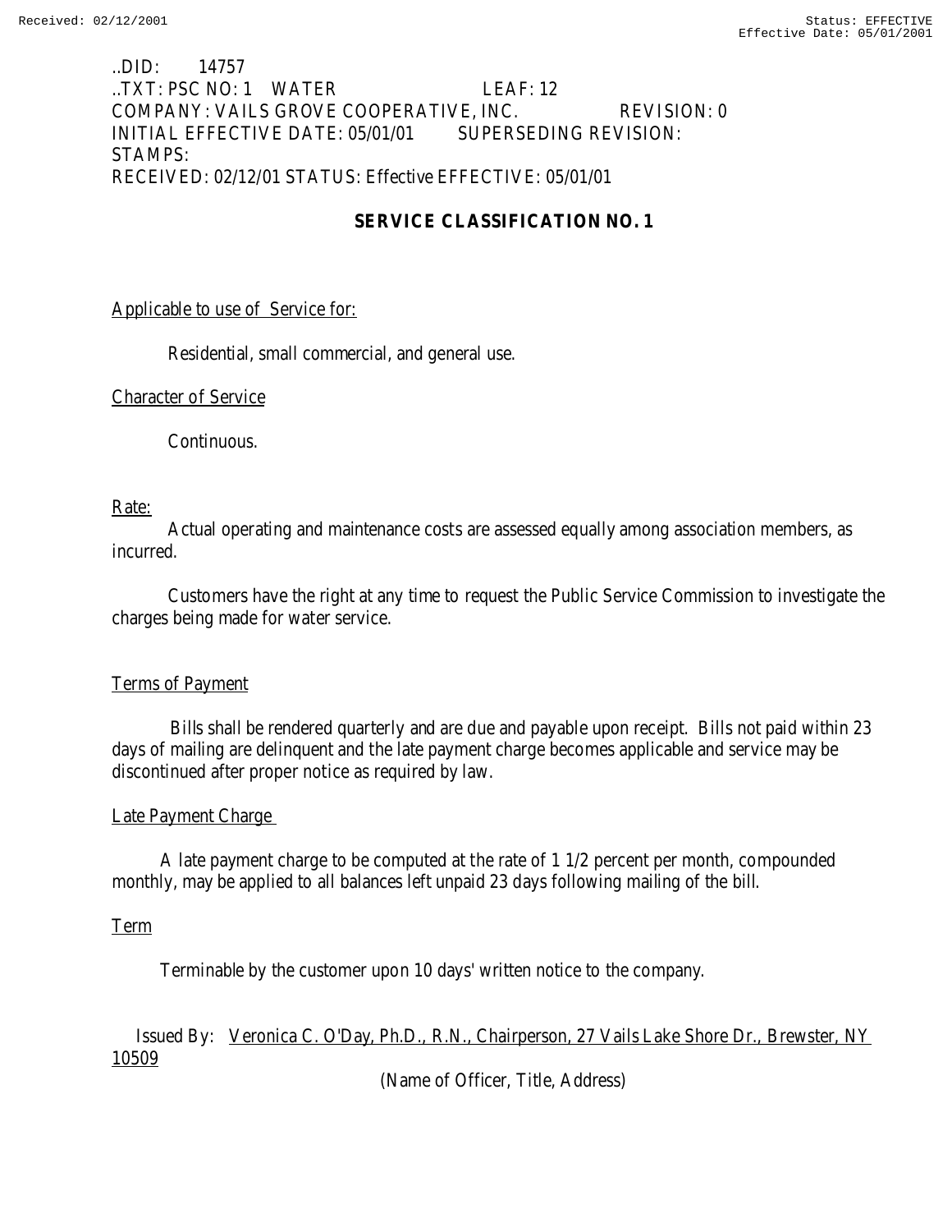..DID: 14757
..TXT: PSC NO: 1 WATER LEAF: 12
COMPANY: VAILS GROVE COOPERATIVE, INC. REVISION: 0
INITIAL EFFECTIVE DATE: 05/01/01 SUPERSEDING REVISION:
STAMPS:
RECEIVED: 02/12/01 STATUS: Effective EFFECTIVE: 05/01/01

## SERVICE CLASSIFICATION NO. 1

Applicable to use of Service for:

Residential, small commercial, and general use.

Character of Service

Continuous.

Rate:

Actual operating and maintenance costs are assessed equally among association members, as incurred.

Customers have the right at any time to request the Public Service Commission to investigate the charges being made for water service.

Terms of Payment

Bills shall be rendered quarterly and are due and payable upon receipt. Bills not paid within 23 days of mailing are delinquent and the late payment charge becomes applicable and service may be discontinued after proper notice as required by law.

Late Payment Charge

A late payment charge to be computed at the rate of 1 1/2 percent per month, compounded monthly, may be applied to all balances left unpaid 23 days following mailing of the bill.

Term

Terminable by the customer upon 10 days' written notice to the company.

Issued By: Veronica C. O'Day, Ph.D., R.N., Chairperson, 27 Vails Lake Shore Dr., Brewster, NY 10509
(Name of Officer, Title, Address)